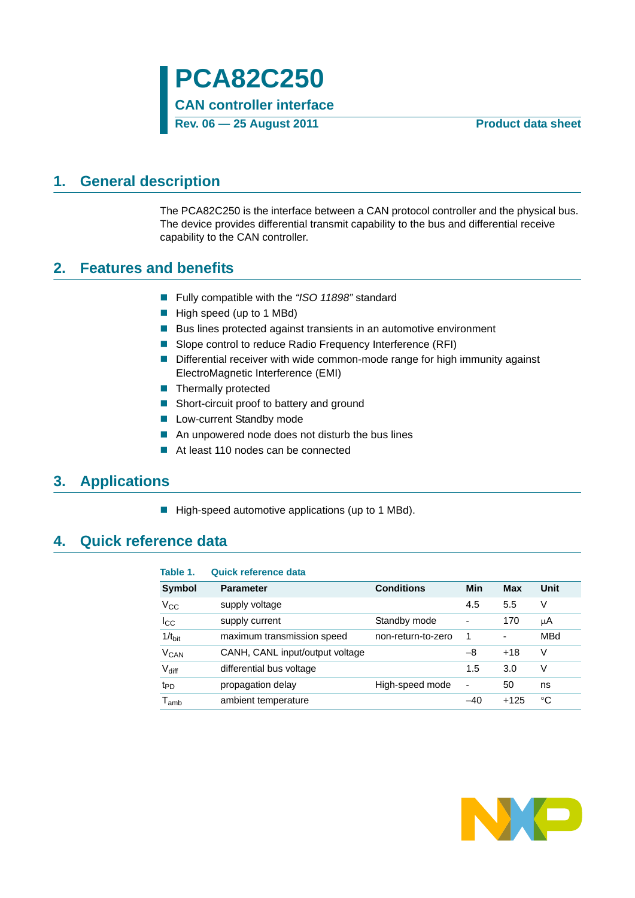# PCA82C250

**CAN controller interface**

**Rev. 06 — 25 August 2011** **Product data sheet**

## 1. General description

The PCA82C250 is the interface between a CAN protocol controller and the physical bus. The device provides differential transmit capability to the bus and differential receive capability to the CAN controller.

## 2. Features and benefits

- Fully compatible with the *"ISO 11898"* standard
- High speed (up to 1 MBd)
- Bus lines protected against transients in an automotive environment
- Slope control to reduce Radio Frequency Interference (RFI)
- Differential receiver with wide common-mode range for high immunity against ElectroMagnetic Interference (EMI)
- Thermally protected
- Short-circuit proof to battery and ground
- Low-current Standby mode
- An unpowered node does not disturb the bus lines
- At least 110 nodes can be connected

## 3. Applications

- High-speed automotive applications (up to 1 MBd).

## 4. Quick reference data

**Table 1. Quick reference data**

| Symbol | Parameter | Conditions | Min | Max | Unit |
|---|---|---|---|---|---|
| $V_{CC}$ | supply voltage | | 4.5 | 5.5 | V |
| $I_{CC}$ | supply current | Standby mode | - | 170 | μA |
| $1/t_{bit}$ | maximum transmission speed | non-return-to-zero | 1 | - | MBd |
| $V_{CAN}$ | CANH, CANL input/output voltage | | −8 | +18 | V |
| $V_{diff}$ | differential bus voltage | | 1.5 | 3.0 | V |
| $t_{PD}$ | propagation delay | High-speed mode | - | 50 | ns |
| $T_{amb}$ | ambient temperature | | −40 | +125 | °C |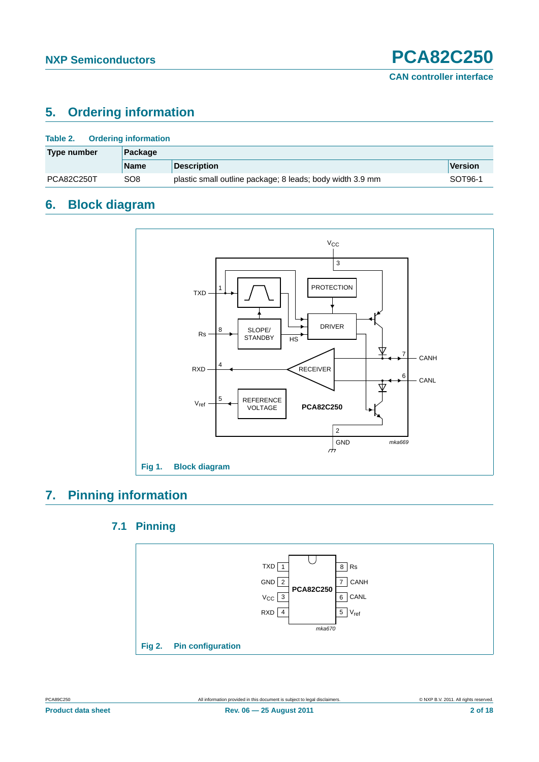## 5. Ordering information

**Table 2. Ordering information**

| Type number | Package | | |
|---|---|---|---|
| | Name | Description | Version |
| PCA82C250T | SO8 | plastic small outline package; 8 leads; body width 3.9 mm | SOT96-1 |

## 6. Block diagram

Fig 1. Block diagram

## 7. Pinning information

### 7.1 Pinning

Fig 2. Pin configuration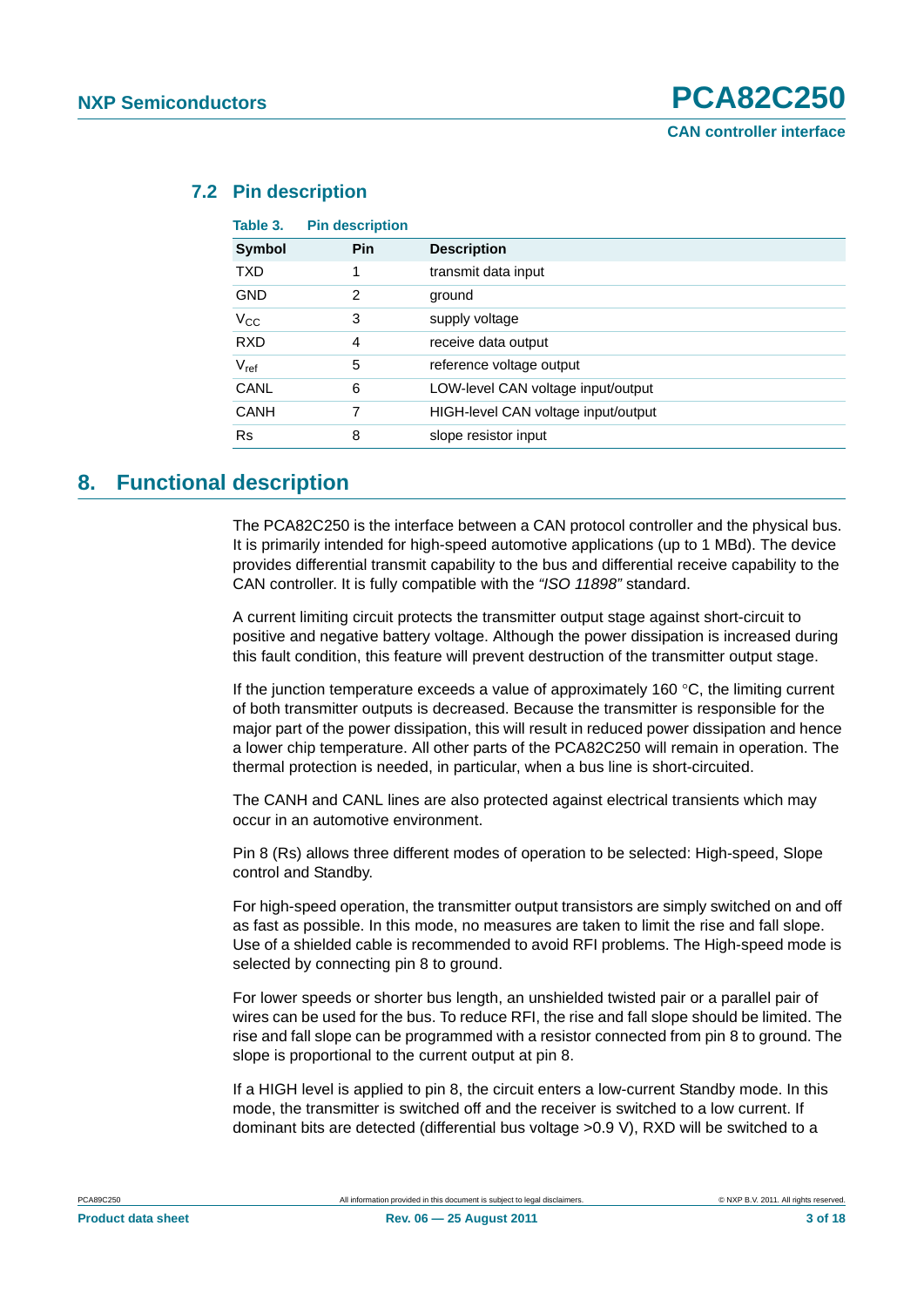## 7.2 Pin description

**Table 3. Pin description**

| Symbol | Pin | Description |
|---|---|---|
| TXD | 1 | transmit data input |
| GND | 2 | ground |
| $V_{CC}$ | 3 | supply voltage |
| RXD | 4 | receive data output |
| $V_{ref}$ | 5 | reference voltage output |
| CANL | 6 | LOW-level CAN voltage input/output |
| CANH | 7 | HIGH-level CAN voltage input/output |
| Rs | 8 | slope resistor input |

# 8. Functional description

The PCA82C250 is the interface between a CAN protocol controller and the physical bus. It is primarily intended for high-speed automotive applications (up to 1 MBd). The device provides differential transmit capability to the bus and differential receive capability to the CAN controller. It is fully compatible with the *"ISO 11898"* standard.

A current limiting circuit protects the transmitter output stage against short-circuit to positive and negative battery voltage. Although the power dissipation is increased during this fault condition, this feature will prevent destruction of the transmitter output stage.

If the junction temperature exceeds a value of approximately 160 °C, the limiting current of both transmitter outputs is decreased. Because the transmitter is responsible for the major part of the power dissipation, this will result in reduced power dissipation and hence a lower chip temperature. All other parts of the PCA82C250 will remain in operation. The thermal protection is needed, in particular, when a bus line is short-circuited.

The CANH and CANL lines are also protected against electrical transients which may occur in an automotive environment.

Pin 8 (Rs) allows three different modes of operation to be selected: High-speed, Slope control and Standby.

For high-speed operation, the transmitter output transistors are simply switched on and off as fast as possible. In this mode, no measures are taken to limit the rise and fall slope. Use of a shielded cable is recommended to avoid RFI problems. The High-speed mode is selected by connecting pin 8 to ground.

For lower speeds or shorter bus length, an unshielded twisted pair or a parallel pair of wires can be used for the bus. To reduce RFI, the rise and fall slope should be limited. The rise and fall slope can be programmed with a resistor connected from pin 8 to ground. The slope is proportional to the current output at pin 8.

If a HIGH level is applied to pin 8, the circuit enters a low-current Standby mode. In this mode, the transmitter is switched off and the receiver is switched to a low current. If dominant bits are detected (differential bus voltage >0.9 V), RXD will be switched to a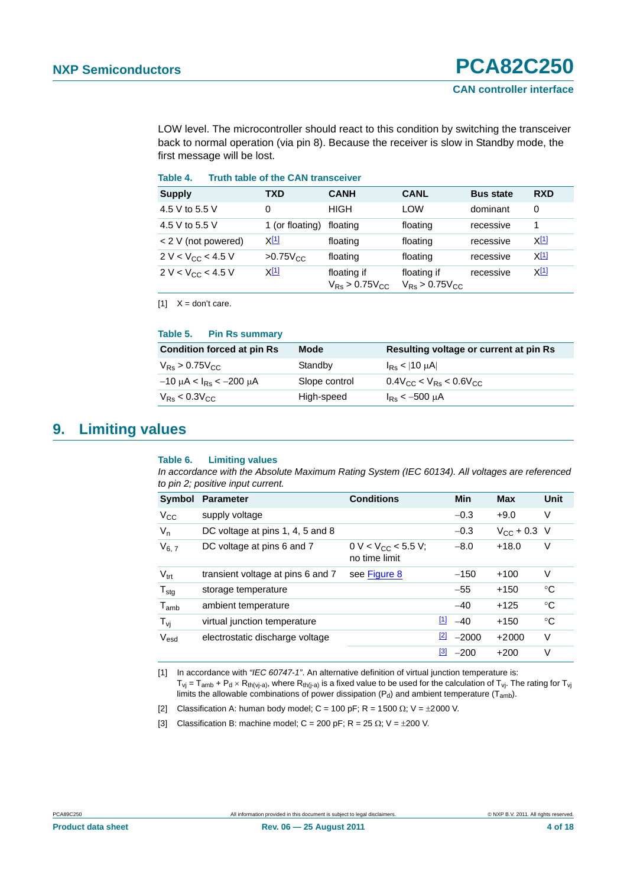LOW level. The microcontroller should react to this condition by switching the transceiver back to normal operation (via pin 8). Because the receiver is slow in Standby mode, the first message will be lost.

**Table 4. Truth table of the CAN transceiver**

| Supply | TXD | CANH | CANL | Bus state | RXD |
|---|---|---|---|---|---|
| 4.5 V to 5.5 V | 0 | HIGH | LOW | dominant | 0 |
| 4.5 V to 5.5 V | 1 (or floating) | floating | floating | recessive | 1 |
| < 2 V (not powered) | X[1] | floating | floating | recessive | X[1] |
| 2 V < $V_{CC}$ < 4.5 V | >0.75$V_{CC}$ | floating | floating | recessive | X[1] |
| 2 V < $V_{CC}$ < 4.5 V | X[1] | floating if $V_{Rs}$ > 0.75$V_{CC}$ | floating if $V_{Rs}$ > 0.75$V_{CC}$ | recessive | X[1] |

[1] X = don't care.

**Table 5. Pin Rs summary**

| Condition forced at pin Rs | Mode | Resulting voltage or current at pin Rs |
|---|---|---|
| $V_{Rs}$ > 0.75$V_{CC}$ | Standby | $I_{Rs}$ < \|10 μA\| |
| −10 μA < $I_{Rs}$ < −200 μA | Slope control | 0.4$V_{CC}$ < $V_{Rs}$ < 0.6$V_{CC}$ |
| $V_{Rs}$ < 0.3$V_{CC}$ | High-speed | $I_{Rs}$ < −500 μA |

## 9. Limiting values

**Table 6. Limiting values**

*In accordance with the Absolute Maximum Rating System (IEC 60134). All voltages are referenced to pin 2; positive input current.*

| Symbol | Parameter | Conditions | Min | Max | Unit |
|---|---|---|---|---|---|
| $V_{CC}$ | supply voltage | | −0.3 | +9.0 | V |
| $V_n$ | DC voltage at pins 1, 4, 5 and 8 | | −0.3 | $V_{CC}$ + 0.3 | V |
| $V_{6, 7}$ | DC voltage at pins 6 and 7 | 0 V < $V_{CC}$ < 5.5 V; no time limit | −8.0 | +18.0 | V |
| $V_{trt}$ | transient voltage at pins 6 and 7 | see Figure 8 | −150 | +100 | V |
| $T_{stg}$ | storage temperature | | −55 | +150 | °C |
| $T_{amb}$ | ambient temperature | | −40 | +125 | °C |
| $T_{vj}$ | virtual junction temperature | [1] | −40 | +150 | °C |
| $V_{esd}$ | electrostatic discharge voltage | [2] | −2000 | +2000 | V |
| | | [3] | −200 | +200 | V |

[1] In accordance with *"IEC 60747-1"*. An alternative definition of virtual junction temperature is: $T_{vj} = T_{amb} + P_d \times R_{th(vj-a)}$, where $R_{th(j-a)}$ is a fixed value to be used for the calculation of $T_{vj}$. The rating for $T_{vj}$ limits the allowable combinations of power dissipation ($P_d$) and ambient temperature ($T_{amb}$).

[2] Classification A: human body model; C = 100 pF; R = 1500 Ω; V = ±2000 V.

[3] Classification B: machine model; C = 200 pF; R = 25 Ω; V = ±200 V.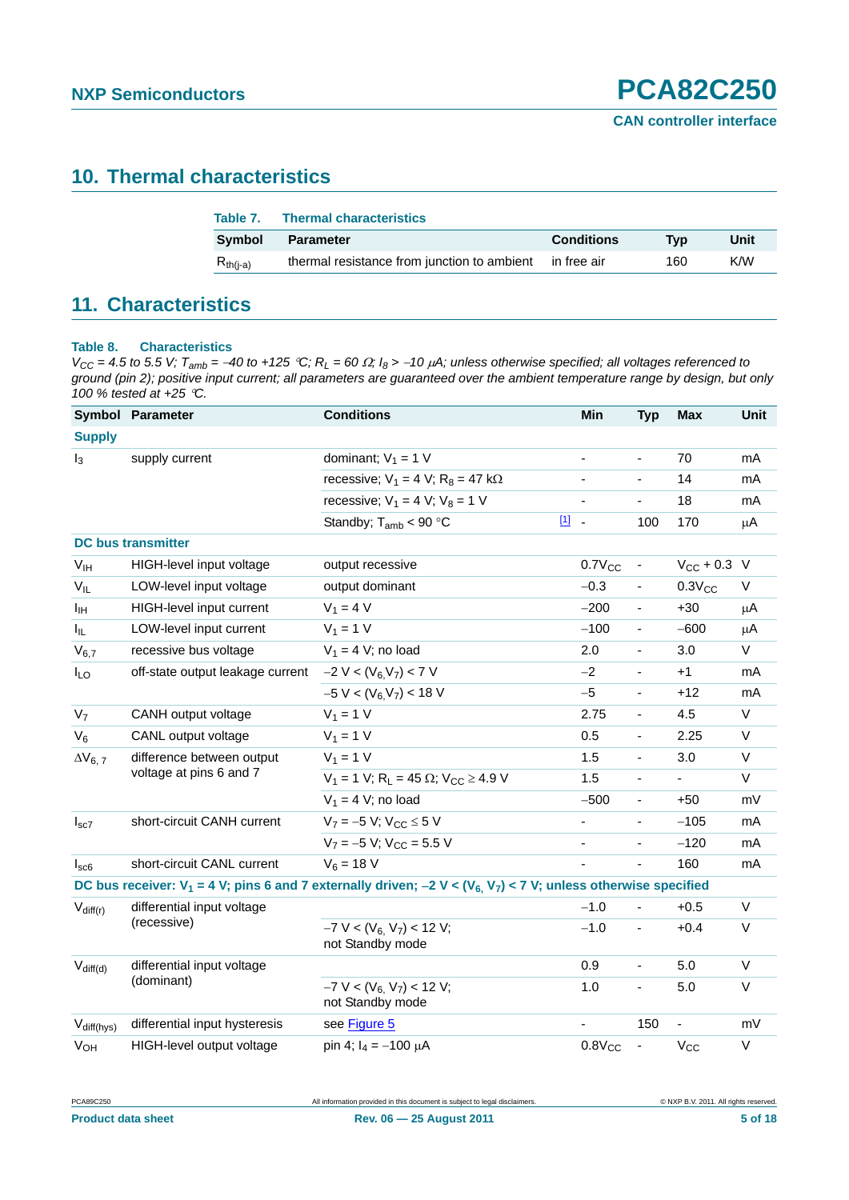## 10. Thermal characteristics

**Table 7. Thermal characteristics**

| Symbol | Parameter | Conditions | Typ | Unit |
|---|---|---|---|---|
| $R_{th(j-a)}$ | thermal resistance from junction to ambient | in free air | 160 | K/W |

## 11. Characteristics

**Table 8. Characteristics**

*$V_{CC}$ = 4.5 to 5.5 V; $T_{amb}$ = −40 to +125 °C; $R_L$ = 60 Ω; $I_8$ > −10 μA; unless otherwise specified; all voltages referenced to ground (pin 2); positive input current; all parameters are guaranteed over the ambient temperature range by design, but only 100 % tested at +25 °C.*

| Symbol | Parameter | Conditions | | Min | Typ | Max | Unit |
|---|---|---|---|---|---|---|---|
| **Supply** | | | | | | | |
| $I_3$ | supply current | dominant; $V_1$ = 1 V | | - | - | 70 | mA |
| | | recessive; $V_1$ = 4 V; $R_8$ = 47 kΩ | | - | - | 14 | mA |
| | | recessive; $V_1$ = 4 V; $V_8$ = 1 V | | - | - | 18 | mA |
| | | Standby; $T_{amb}$ < 90 °C | [1] | - | 100 | 170 | μA |
| **DC bus transmitter** | | | | | | | |
| $V_{IH}$ | HIGH-level input voltage | output recessive | | $0.7V_{CC}$ | - | $V_{CC}$ + 0.3 | V |
| $V_{IL}$ | LOW-level input voltage | output dominant | | −0.3 | - | $0.3V_{CC}$ | V |
| $I_{IH}$ | HIGH-level input current | $V_1$ = 4 V | | −200 | - | +30 | μA |
| $I_{IL}$ | LOW-level input current | $V_1$ = 1 V | | −100 | - | −600 | μA |
| $V_{6,7}$ | recessive bus voltage | $V_1$ = 4 V; no load | | 2.0 | - | 3.0 | V |
| $I_{LO}$ | off-state output leakage current | −2 V < ($V_6$,$V_7$) < 7 V | | −2 | - | +1 | mA |
| | | −5 V < ($V_6$,$V_7$) < 18 V | | −5 | - | +12 | mA |
| $V_7$ | CANH output voltage | $V_1$ = 1 V | | 2.75 | - | 4.5 | V |
| $V_6$ | CANL output voltage | $V_1$ = 1 V | | 0.5 | - | 2.25 | V |
| $\Delta V_{6,7}$ | difference between output voltage at pins 6 and 7 | $V_1$ = 1 V | | 1.5 | - | 3.0 | V |
| | | $V_1$ = 1 V; $R_L$ = 45 Ω; $V_{CC}$ ≥ 4.9 V | | 1.5 | - | - | V |
| | | $V_1$ = 4 V; no load | | −500 | - | +50 | mV |
| $I_{sc7}$ | short-circuit CANH current | $V_7$ = −5 V; $V_{CC}$ ≤ 5 V | | - | - | −105 | mA |
| | | $V_7$ = −5 V; $V_{CC}$ = 5.5 V | | - | - | −120 | mA |
| $I_{sc6}$ | short-circuit CANL current | $V_6$ = 18 V | | - | - | 160 | mA |
| **DC bus receiver: $V_1$ = 4 V; pins 6 and 7 externally driven; −2 V < ($V_6$, $V_7$) < 7 V; unless otherwise specified** | | | | | | | |
| $V_{diff(r)}$ | differential input voltage (recessive) | | | −1.0 | - | +0.5 | V |
| | | −7 V < ($V_6$, $V_7$) < 12 V; not Standby mode | | −1.0 | - | +0.4 | V |
| $V_{diff(d)}$ | differential input voltage (dominant) | | | 0.9 | - | 5.0 | V |
| | | −7 V < ($V_6$, $V_7$) < 12 V; not Standby mode | | 1.0 | - | 5.0 | V |
| $V_{diff(hys)}$ | differential input hysteresis | see Figure 5 | | - | 150 | - | mV |
| $V_{OH}$ | HIGH-level output voltage | pin 4; $I_4$ = −100 μA | | $0.8V_{CC}$ | - | $V_{CC}$ | V |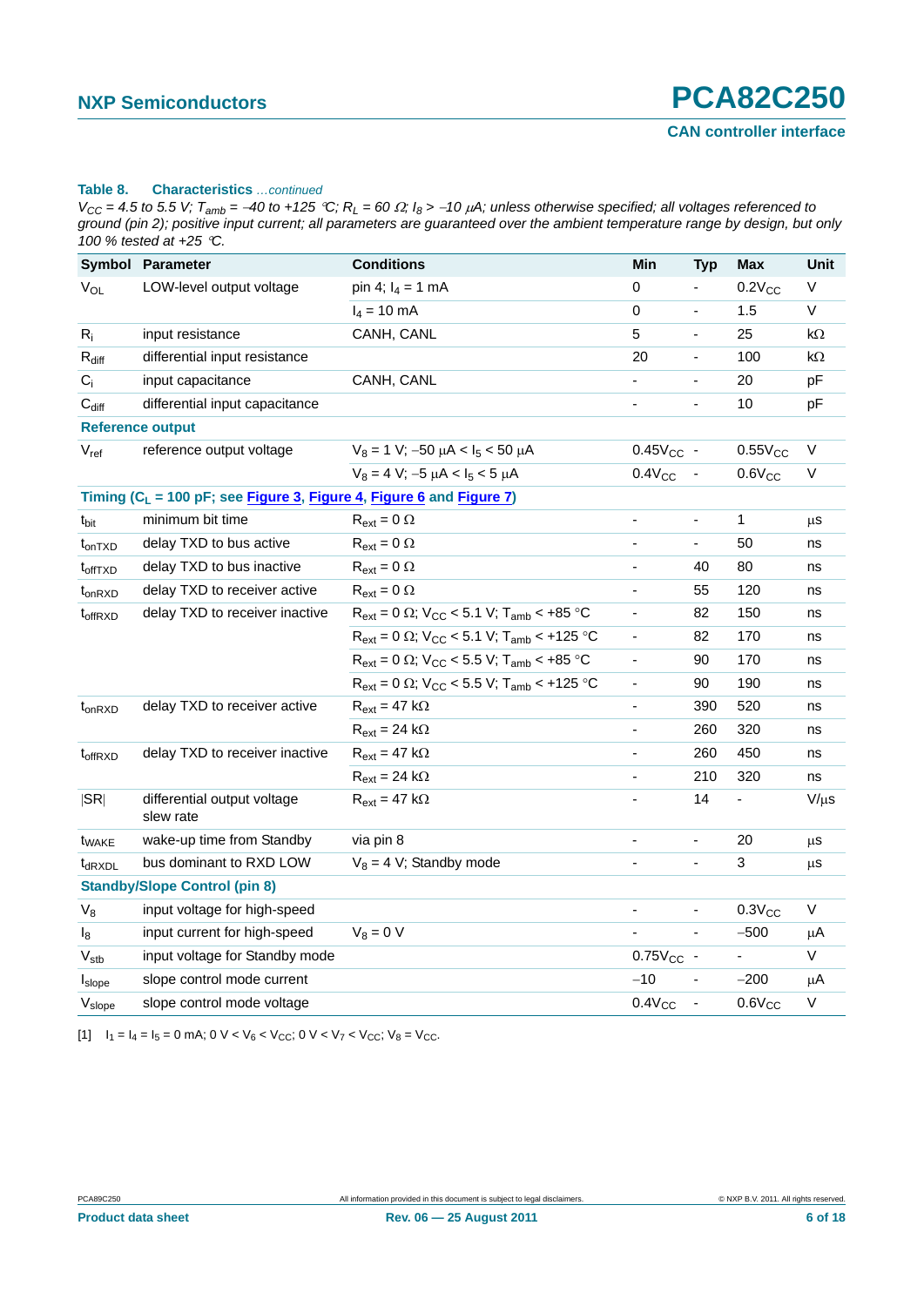**Table 8. Characteristics** *...continued*

*$V_{CC}$ = 4.5 to 5.5 V; $T_{amb}$ = −40 to +125 °C; $R_L$ = 60 Ω; $I_8$ > −10 μA; unless otherwise specified; all voltages referenced to ground (pin 2); positive input current; all parameters are guaranteed over the ambient temperature range by design, but only 100 % tested at +25 °C.*

| Symbol | Parameter | Conditions | Min | Typ | Max | Unit |
|---|---|---|---|---|---|---|
| $V_{OL}$ | LOW-level output voltage | pin 4; $I_4$ = 1 mA | 0 | - | $0.2V_{CC}$ | V |
| | | $I_4$ = 10 mA | 0 | - | 1.5 | V |
| $R_i$ | input resistance | CANH, CANL | 5 | - | 25 | kΩ |
| $R_{diff}$ | differential input resistance | | 20 | - | 100 | kΩ |
| $C_i$ | input capacitance | CANH, CANL | - | - | 20 | pF |
| $C_{diff}$ | differential input capacitance | | - | - | 10 | pF |
| **Reference output** | | | | | | |
| $V_{ref}$ | reference output voltage | $V_8$ = 1 V; −50 μA < $I_5$ < 50 μA | $0.45V_{CC}$ | - | $0.55V_{CC}$ | V |
| | | $V_8$ = 4 V; −5 μA < $I_5$ < 5 μA | $0.4V_{CC}$ | - | $0.6V_{CC}$ | V |
| **Timing ($C_L$ = 100 pF; see Figure 3, Figure 4, Figure 6 and Figure 7)** | | | | | | |
| $t_{bit}$ | minimum bit time | $R_{ext}$ = 0 Ω | - | - | 1 | μs |
| $t_{onTXD}$ | delay TXD to bus active | $R_{ext}$ = 0 Ω | - | - | 50 | ns |
| $t_{offTXD}$ | delay TXD to bus inactive | $R_{ext}$ = 0 Ω | - | 40 | 80 | ns |
| $t_{onRXD}$ | delay TXD to receiver active | $R_{ext}$ = 0 Ω | - | 55 | 120 | ns |
| $t_{offRXD}$ | delay TXD to receiver inactive | $R_{ext}$ = 0 Ω; $V_{CC}$ < 5.1 V; $T_{amb}$ < +85 °C | - | 82 | 150 | ns |
| | | $R_{ext}$ = 0 Ω; $V_{CC}$ < 5.1 V; $T_{amb}$ < +125 °C | - | 82 | 170 | ns |
| | | $R_{ext}$ = 0 Ω; $V_{CC}$ < 5.5 V; $T_{amb}$ < +85 °C | - | 90 | 170 | ns |
| | | $R_{ext}$ = 0 Ω; $V_{CC}$ < 5.5 V; $T_{amb}$ < +125 °C | - | 90 | 190 | ns |
| $t_{onRXD}$ | delay TXD to receiver active | $R_{ext}$ = 47 kΩ | - | 390 | 520 | ns |
| | | $R_{ext}$ = 24 kΩ | - | 260 | 320 | ns |
| $t_{offRXD}$ | delay TXD to receiver inactive | $R_{ext}$ = 47 kΩ | - | 260 | 450 | ns |
| | | $R_{ext}$ = 24 kΩ | - | 210 | 320 | ns |
| \|SR\| | differential output voltage slew rate | $R_{ext}$ = 47 kΩ | - | 14 | - | V/μs |
| $t_{WAKE}$ | wake-up time from Standby | via pin 8 | - | - | 20 | μs |
| $t_{dRXDL}$ | bus dominant to RXD LOW | $V_8$ = 4 V; Standby mode | - | - | 3 | μs |
| **Standby/Slope Control (pin 8)** | | | | | | |
| $V_8$ | input voltage for high-speed | | - | - | $0.3V_{CC}$ | V |
| $I_8$ | input current for high-speed | $V_8$ = 0 V | - | - | −500 | μA |
| $V_{stb}$ | input voltage for Standby mode | | $0.75V_{CC}$ | - | - | V |
| $I_{slope}$ | slope control mode current | | −10 | - | −200 | μA |
| $V_{slope}$ | slope control mode voltage | | $0.4V_{CC}$ | - | $0.6V_{CC}$ | V |

[1] $I_1 = I_4 = I_5$ = 0 mA; 0 V < $V_6$ < $V_{CC}$; 0 V < $V_7$ < $V_{CC}$; $V_8$ = $V_{CC}$.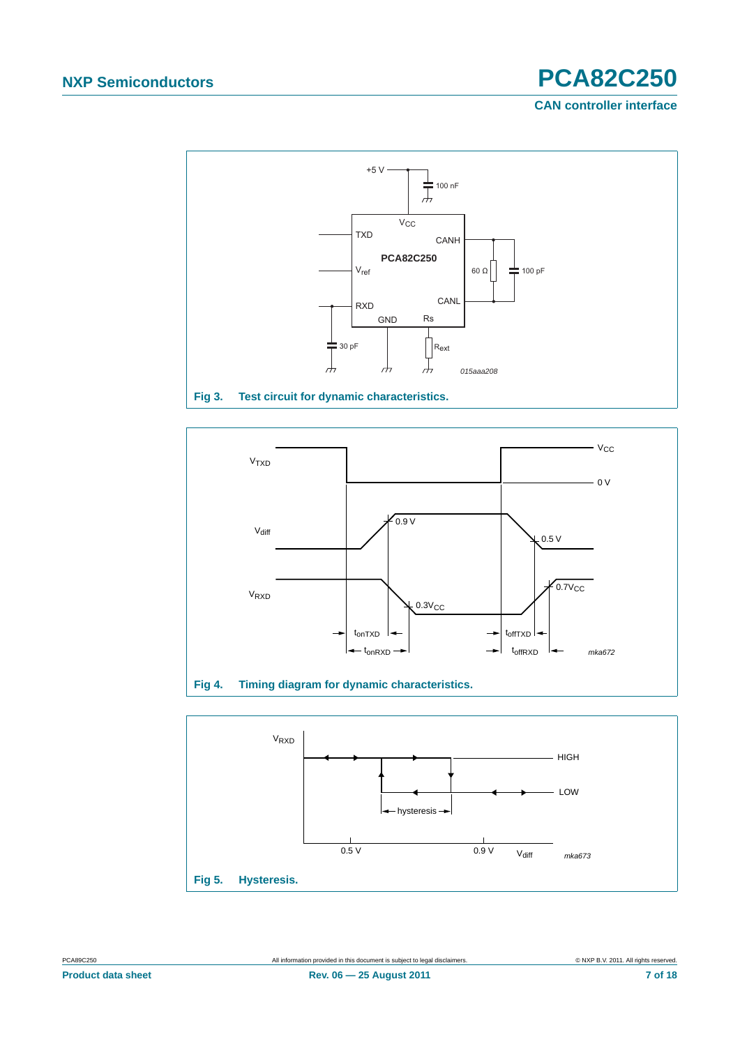**Fig 3. Test circuit for dynamic characteristics.**

**Fig 4. Timing diagram for dynamic characteristics.**

**Fig 5. Hysteresis.**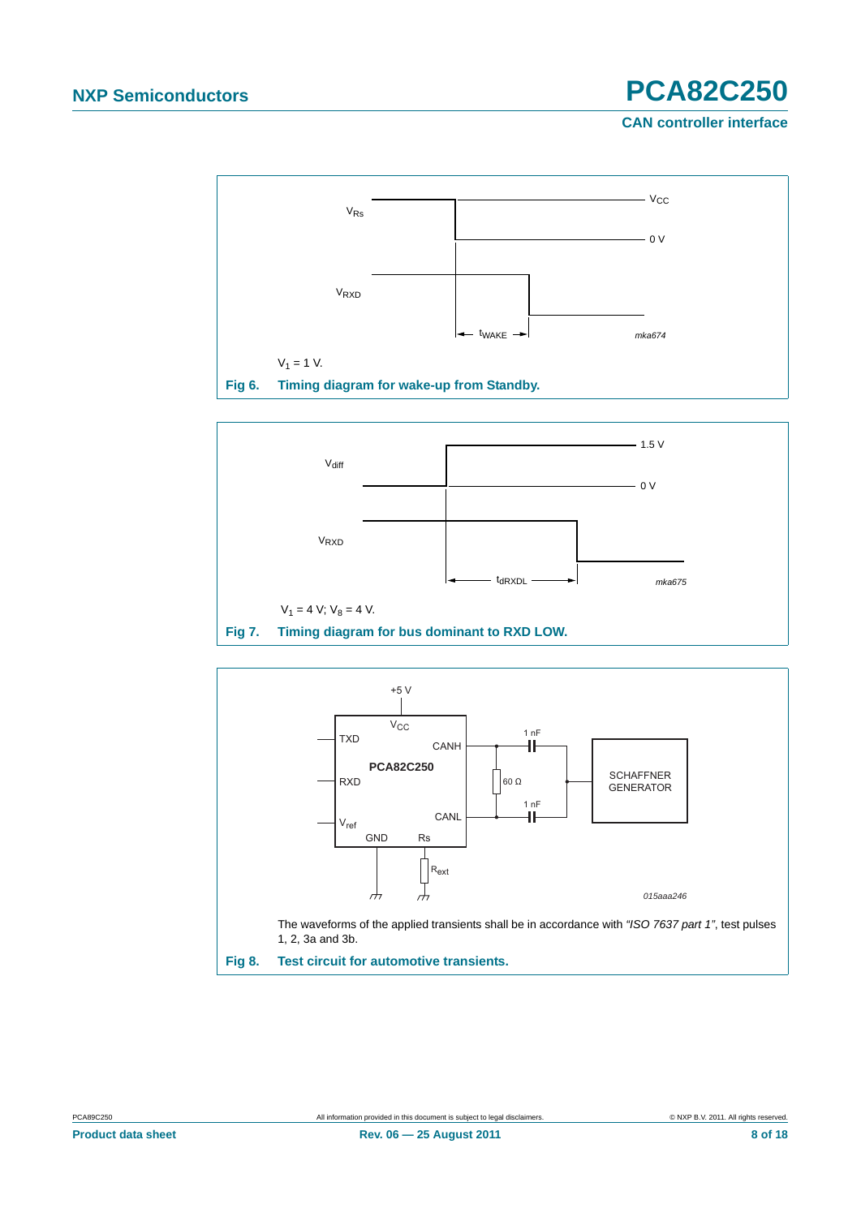$V_1$ = 1 V.

**Fig 6. Timing diagram for wake-up from Standby.**

$V_1$ = 4 V; $V_8$ = 4 V.

**Fig 7. Timing diagram for bus dominant to RXD LOW.**

The waveforms of the applied transients shall be in accordance with *"ISO 7637 part 1"*, test pulses 1, 2, 3a and 3b.

**Fig 8. Test circuit for automotive transients.**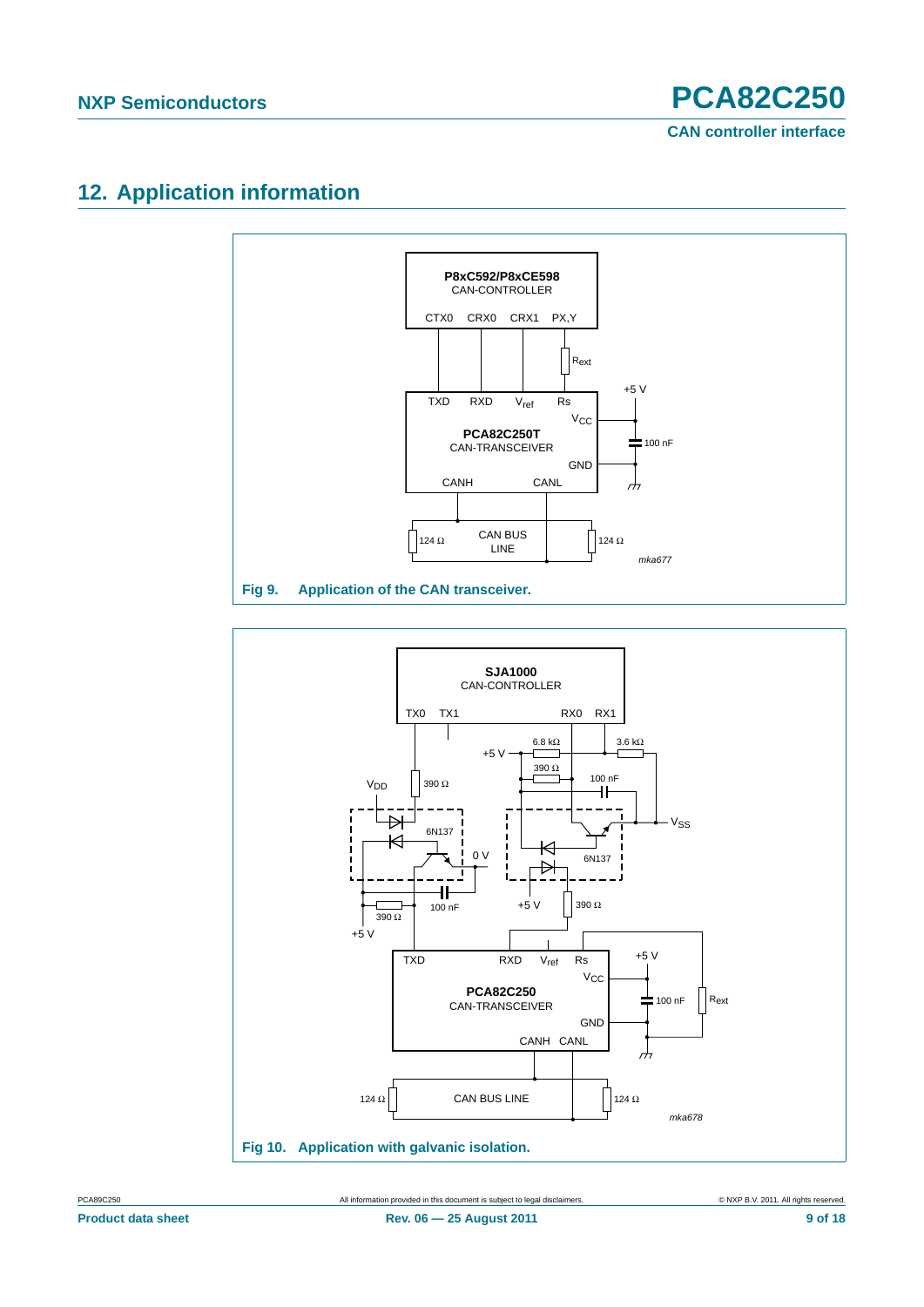# 12. Application information

Fig 9. Application of the CAN transceiver.

Fig 10. Application with galvanic isolation.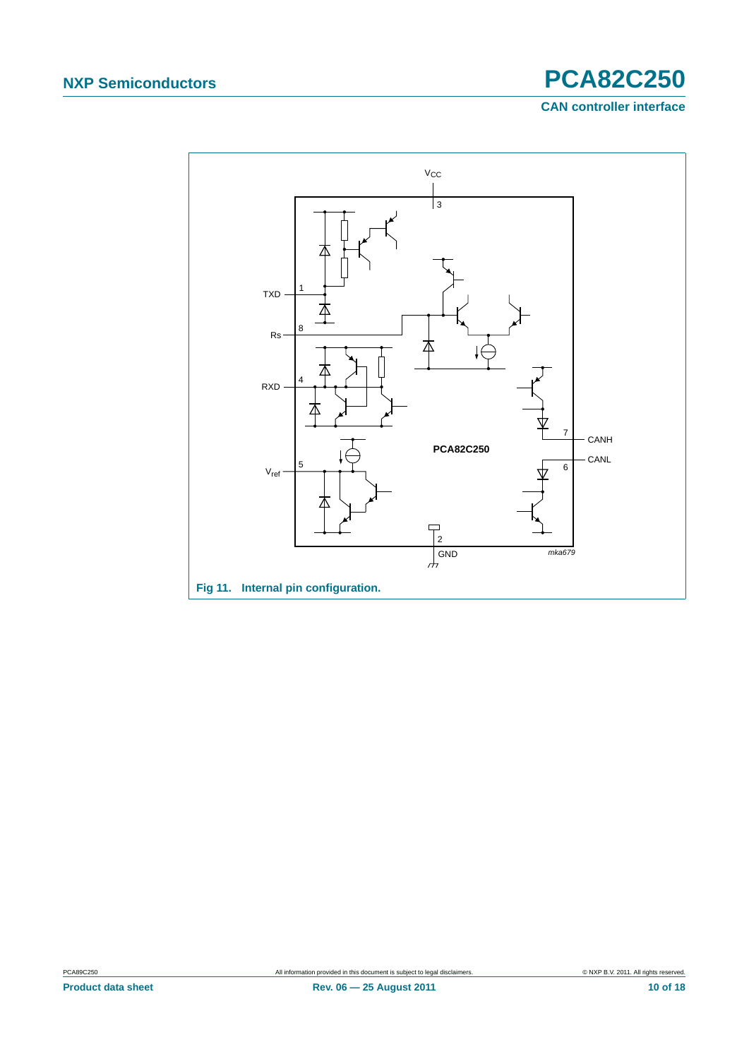Fig 11. Internal pin configuration.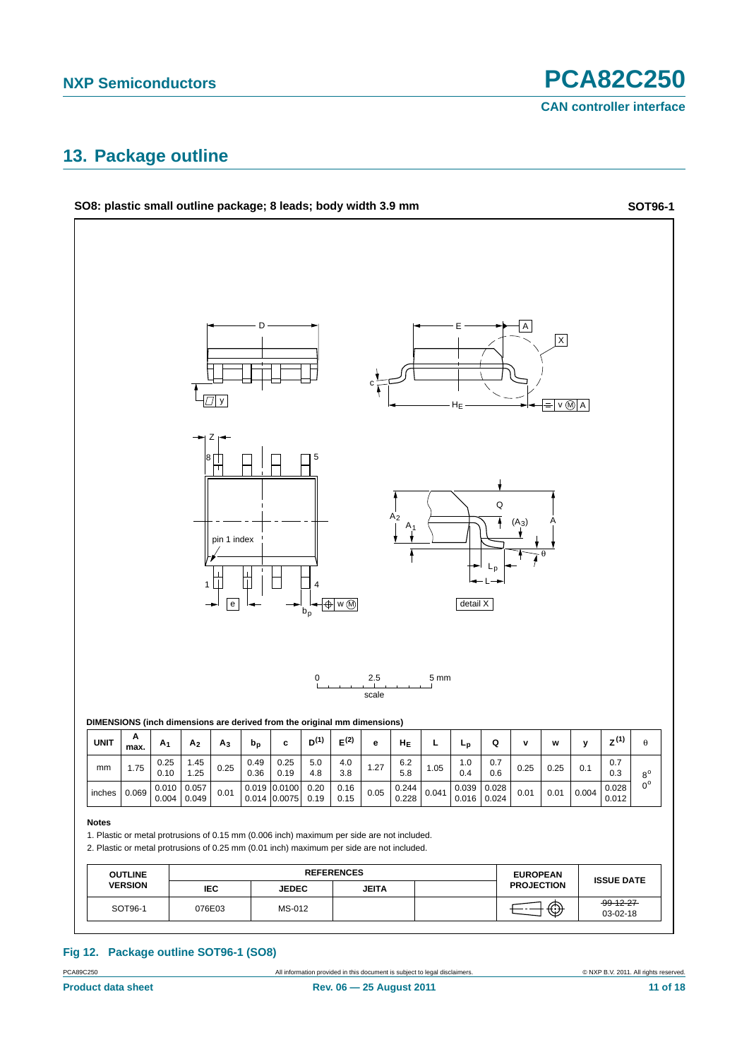## 13. Package outline

**SO8: plastic small outline package; 8 leads; body width 3.9 mm** **SOT96-1**

**DIMENSIONS (inch dimensions are derived from the original mm dimensions)**

| UNIT | A max. | $A_1$ | $A_2$ | $A_3$ | $b_p$ | c | D[(1)] | E[(2)] | e | $H_E$ | L | $L_p$ | Q | v | w | y | Z[(1)] | θ |
|---|---|---|---|---|---|---|---|---|---|---|---|---|---|---|---|---|---|---|
| mm | 1.75 | 0.25<br>0.10 | 1.45<br>1.25 | 0.25 | 0.49<br>0.36 | 0.25<br>0.19 | 5.0<br>4.8 | 4.0<br>3.8 | 1.27 | 6.2<br>5.8 | 1.05 | 1.0<br>0.4 | 0.7<br>0.6 | 0.25 | 0.25 | 0.1 | 0.7<br>0.3 | 8°<br>0° |
| inches | 0.069 | 0.010<br>0.004 | 0.057<br>0.049 | 0.01 | 0.019<br>0.014 | 0.0100<br>0.0075 | 0.20<br>0.19 | 0.16<br>0.15 | 0.05 | 0.244<br>0.228 | 0.041 | 0.039<br>0.016 | 0.028<br>0.024 | 0.01 | 0.01 | 0.004 | 0.028<br>0.012 | |

**Notes**

1. Plastic or metal protrusions of 0.15 mm (0.006 inch) maximum per side are not included.
2. Plastic or metal protrusions of 0.25 mm (0.01 inch) maximum per side are not included.

| OUTLINE VERSION | REFERENCES | | | | EUROPEAN PROJECTION | ISSUE DATE |
|---|---|---|---|---|---|---|
| | IEC | JEDEC | JEITA | | | |
| SOT96-1 | 076E03 | MS-012 | | | | ~~99-12-27~~<br>03-02-18 |

**Fig 12. Package outline SOT96-1 (SO8)**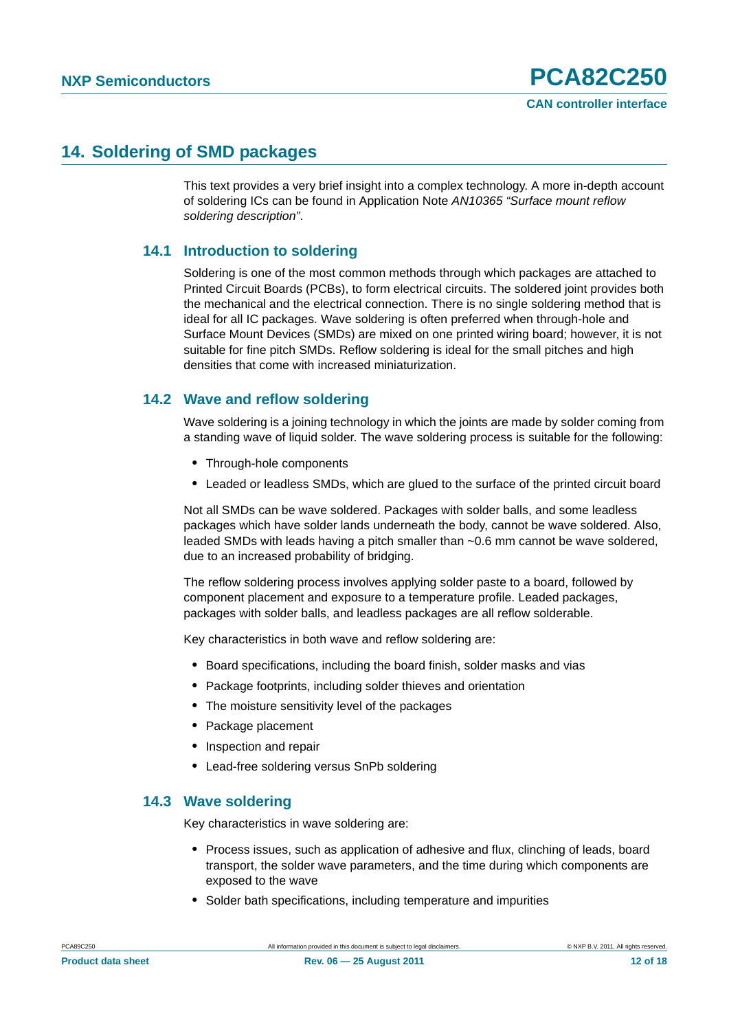# 14. Soldering of SMD packages

This text provides a very brief insight into a complex technology. A more in-depth account of soldering ICs can be found in Application Note *AN10365 “Surface mount reflow soldering description”*.

## 14.1 Introduction to soldering

Soldering is one of the most common methods through which packages are attached to Printed Circuit Boards (PCBs), to form electrical circuits. The soldered joint provides both the mechanical and the electrical connection. There is no single soldering method that is ideal for all IC packages. Wave soldering is often preferred when through-hole and Surface Mount Devices (SMDs) are mixed on one printed wiring board; however, it is not suitable for fine pitch SMDs. Reflow soldering is ideal for the small pitches and high densities that come with increased miniaturization.

## 14.2 Wave and reflow soldering

Wave soldering is a joining technology in which the joints are made by solder coming from a standing wave of liquid solder. The wave soldering process is suitable for the following:

- Through-hole components
- Leaded or leadless SMDs, which are glued to the surface of the printed circuit board

Not all SMDs can be wave soldered. Packages with solder balls, and some leadless packages which have solder lands underneath the body, cannot be wave soldered. Also, leaded SMDs with leads having a pitch smaller than ~0.6 mm cannot be wave soldered, due to an increased probability of bridging.

The reflow soldering process involves applying solder paste to a board, followed by component placement and exposure to a temperature profile. Leaded packages, packages with solder balls, and leadless packages are all reflow solderable.

Key characteristics in both wave and reflow soldering are:

- Board specifications, including the board finish, solder masks and vias
- Package footprints, including solder thieves and orientation
- The moisture sensitivity level of the packages
- Package placement
- Inspection and repair
- Lead-free soldering versus SnPb soldering

## 14.3 Wave soldering

Key characteristics in wave soldering are:

- Process issues, such as application of adhesive and flux, clinching of leads, board transport, the solder wave parameters, and the time during which components are exposed to the wave
- Solder bath specifications, including temperature and impurities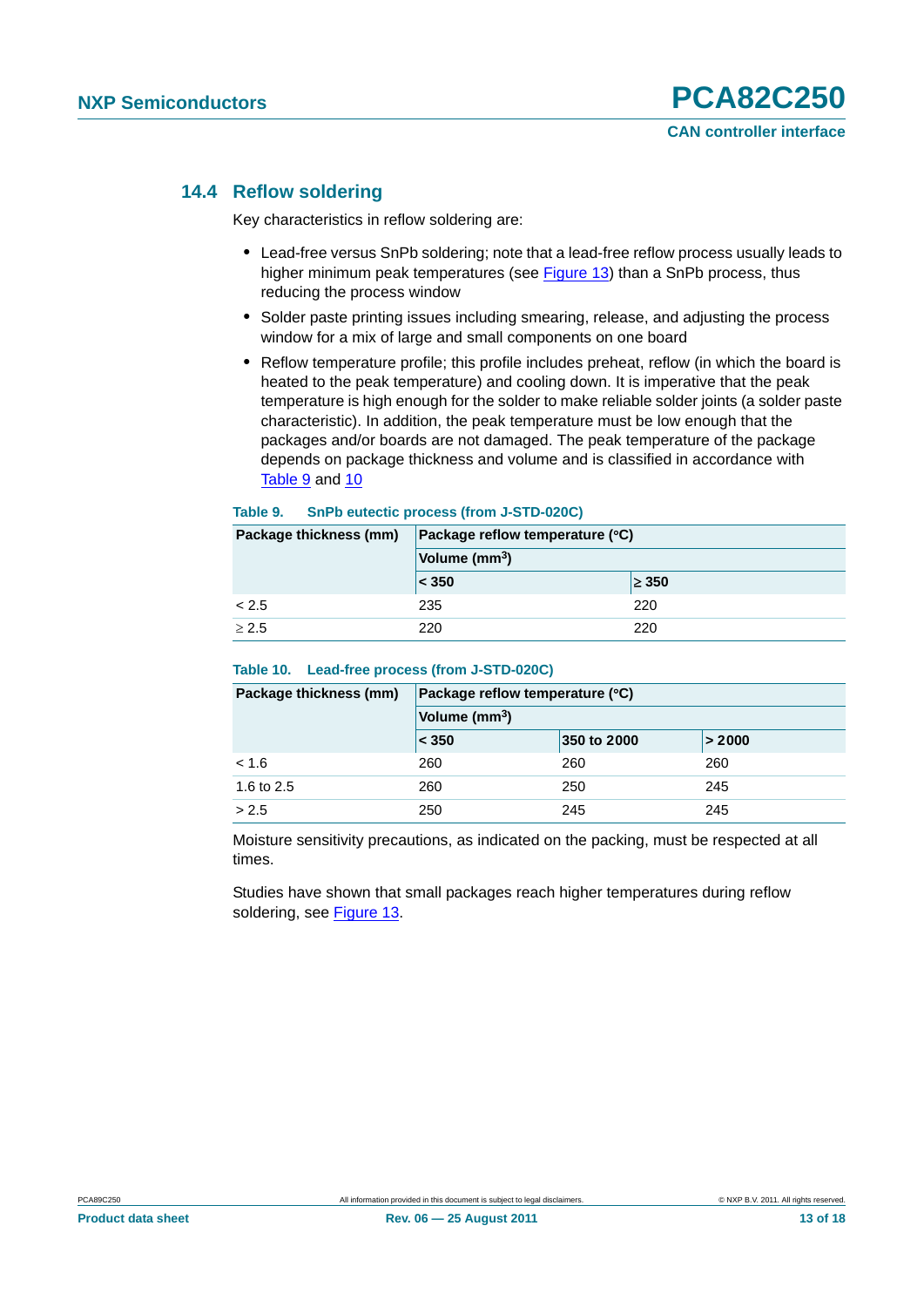## 14.4 Reflow soldering

Key characteristics in reflow soldering are:

- Lead-free versus SnPb soldering; note that a lead-free reflow process usually leads to higher minimum peak temperatures (see Figure 13) than a SnPb process, thus reducing the process window
- Solder paste printing issues including smearing, release, and adjusting the process window for a mix of large and small components on one board
- Reflow temperature profile; this profile includes preheat, reflow (in which the board is heated to the peak temperature) and cooling down. It is imperative that the peak temperature is high enough for the solder to make reliable solder joints (a solder paste characteristic). In addition, the peak temperature must be low enough that the packages and/or boards are not damaged. The peak temperature of the package depends on package thickness and volume and is classified in accordance with Table 9 and 10

**Table 9. SnPb eutectic process (from J-STD-020C)**

| Package thickness (mm) | Package reflow temperature (°C) | |
|---|---|---|
| | Volume ($mm^3$) | |
| | < 350 | ≥ 350 |
| < 2.5 | 235 | 220 |
| ≥ 2.5 | 220 | 220 |

**Table 10. Lead-free process (from J-STD-020C)**

| Package thickness (mm) | Package reflow temperature (°C) | | |
|---|---|---|---|
| | Volume ($mm^3$) | | |
| | < 350 | 350 to 2000 | > 2000 |
| < 1.6 | 260 | 260 | 260 |
| 1.6 to 2.5 | 260 | 250 | 245 |
| > 2.5 | 250 | 245 | 245 |

Moisture sensitivity precautions, as indicated on the packing, must be respected at all times.

Studies have shown that small packages reach higher temperatures during reflow soldering, see Figure 13.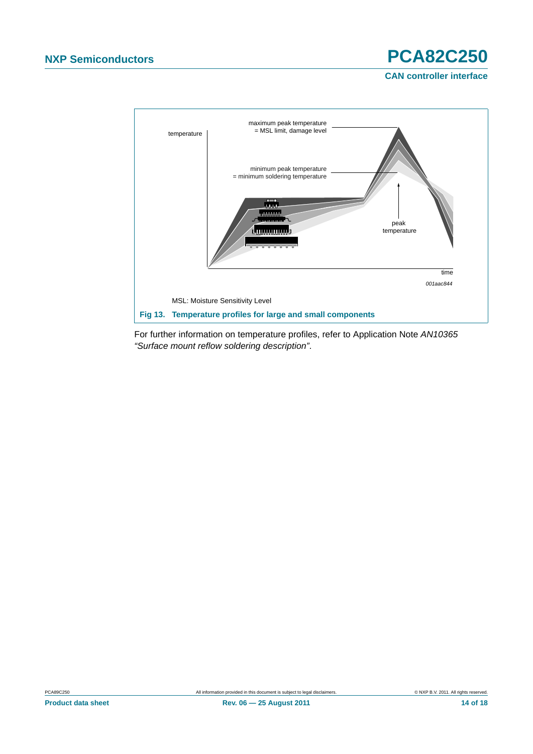MSL: Moisture Sensitivity Level

**Fig 13. Temperature profiles for large and small components**

For further information on temperature profiles, refer to Application Note *AN10365 "Surface mount reflow soldering description"*.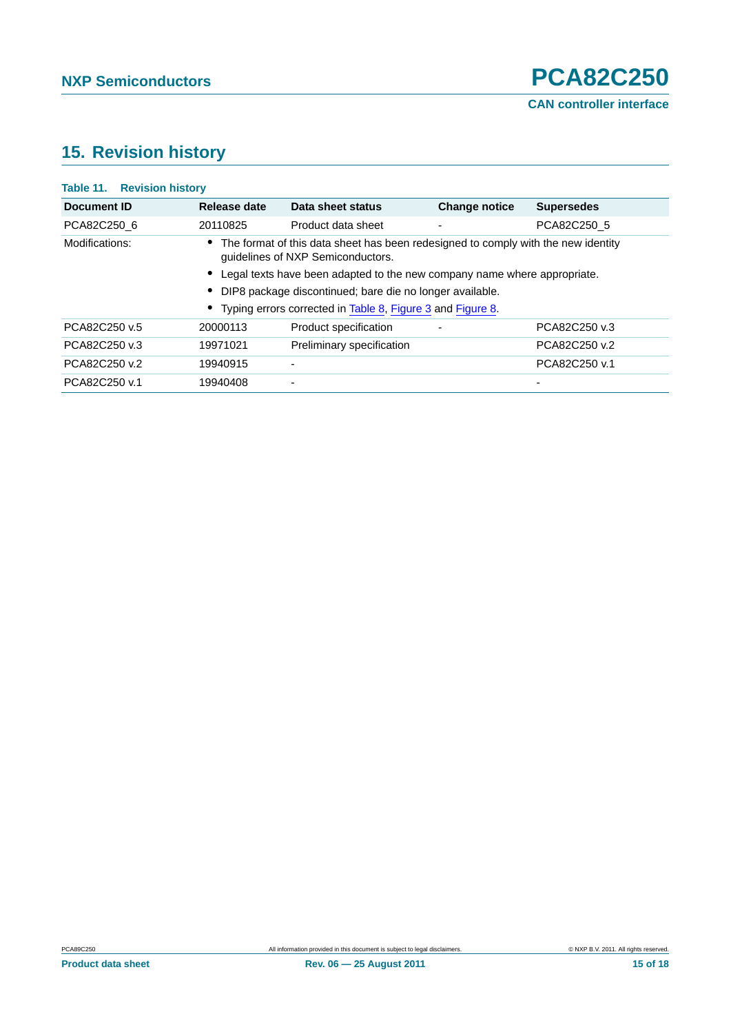## 15. Revision history

**Table 11. Revision history**

| Document ID | Release date | Data sheet status | Change notice | Supersedes |
|---|---|---|---|---|
| PCA82C250_6 | 20110825 | Product data sheet | - | PCA82C250_5 |
| Modifications: | • The format of this data sheet has been redesigned to comply with the new identity guidelines of NXP Semiconductors. • Legal texts have been adapted to the new company name where appropriate. • DIP8 package discontinued; bare die no longer available. • Typing errors corrected in Table 8, Figure 3 and Figure 8. | | | |
| PCA82C250 v.5 | 20000113 | Product specification | - | PCA82C250 v.3 |
| PCA82C250 v.3 | 19971021 | Preliminary specification | | PCA82C250 v.2 |
| PCA82C250 v.2 | 19940915 | - | | PCA82C250 v.1 |
| PCA82C250 v.1 | 19940408 | - | | - |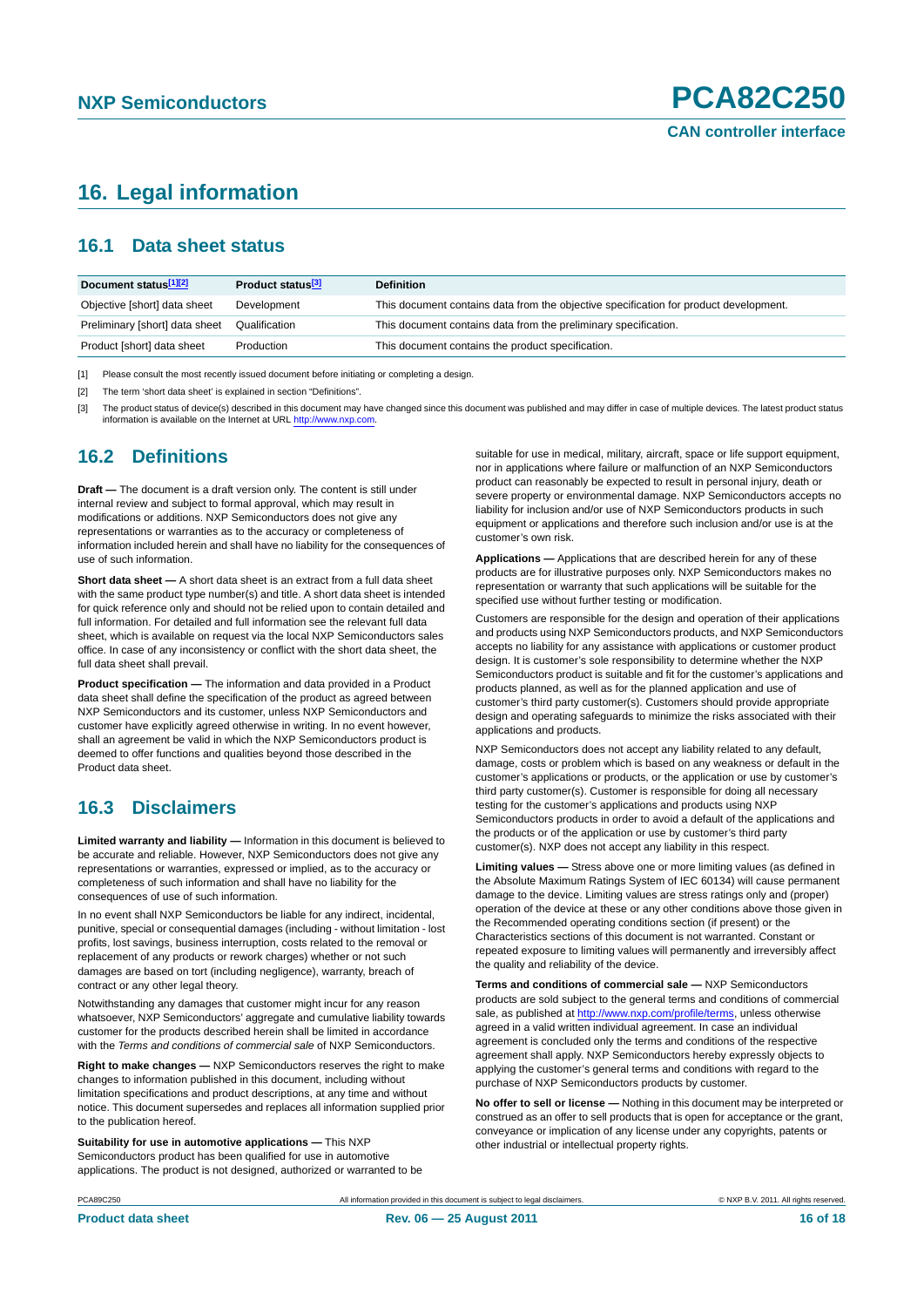# 16. Legal information

## 16.1 Data sheet status

| Document status[1][2] | Product status[3] | Definition |
|---|---|---|
| Objective [short] data sheet | Development | This document contains data from the objective specification for product development. |
| Preliminary [short] data sheet | Qualification | This document contains data from the preliminary specification. |
| Product [short] data sheet | Production | This document contains the product specification. |

[1] Please consult the most recently issued document before initiating or completing a design.

[2] The term 'short data sheet' is explained in section "Definitions".

[3] The product status of device(s) described in this document may have changed since this document was published and may differ in case of multiple devices. The latest product status information is available on the Internet at URL http://www.nxp.com.

## 16.2 Definitions

**Draft —** The document is a draft version only. The content is still under internal review and subject to formal approval, which may result in modifications or additions. NXP Semiconductors does not give any representations or warranties as to the accuracy or completeness of information included herein and shall have no liability for the consequences of use of such information.

**Short data sheet —** A short data sheet is an extract from a full data sheet with the same product type number(s) and title. A short data sheet is intended for quick reference only and should not be relied upon to contain detailed and full information. For detailed and full information see the relevant full data sheet, which is available on request via the local NXP Semiconductors sales office. In case of any inconsistency or conflict with the short data sheet, the full data sheet shall prevail.

**Product specification —** The information and data provided in a Product data sheet shall define the specification of the product as agreed between NXP Semiconductors and its customer, unless NXP Semiconductors and customer have explicitly agreed otherwise in writing. In no event however, shall an agreement be valid in which the NXP Semiconductors product is deemed to offer functions and qualities beyond those described in the Product data sheet.

## 16.3 Disclaimers

**Limited warranty and liability —** Information in this document is believed to be accurate and reliable. However, NXP Semiconductors does not give any representations or warranties, expressed or implied, as to the accuracy or completeness of such information and shall have no liability for the consequences of use of such information.

In no event shall NXP Semiconductors be liable for any indirect, incidental, punitive, special or consequential damages (including - without limitation - lost profits, lost savings, business interruption, costs related to the removal or replacement of any products or rework charges) whether or not such damages are based on tort (including negligence), warranty, breach of contract or any other legal theory.

Notwithstanding any damages that customer might incur for any reason whatsoever, NXP Semiconductors' aggregate and cumulative liability towards customer for the products described herein shall be limited in accordance with the *Terms and conditions of commercial sale* of NXP Semiconductors.

**Right to make changes —** NXP Semiconductors reserves the right to make changes to information published in this document, including without limitation specifications and product descriptions, at any time and without notice. This document supersedes and replaces all information supplied prior to the publication hereof.

**Suitability for use in automotive applications —** This NXP Semiconductors product has been qualified for use in automotive applications. The product is not designed, authorized or warranted to be suitable for use in medical, military, aircraft, space or life support equipment, nor in applications where failure or malfunction of an NXP Semiconductors product can reasonably be expected to result in personal injury, death or severe property or environmental damage. NXP Semiconductors accepts no liability for inclusion and/or use of NXP Semiconductors products in such equipment or applications and therefore such inclusion and/or use is at the customer's own risk.

**Applications —** Applications that are described herein for any of these products are for illustrative purposes only. NXP Semiconductors makes no representation or warranty that such applications will be suitable for the specified use without further testing or modification.

Customers are responsible for the design and operation of their applications and products using NXP Semiconductors products, and NXP Semiconductors accepts no liability for any assistance with applications or customer product design. It is customer's sole responsibility to determine whether the NXP Semiconductors product is suitable and fit for the customer's applications and products planned, as well as for the planned application and use of customer's third party customer(s). Customers should provide appropriate design and operating safeguards to minimize the risks associated with their applications and products.

NXP Semiconductors does not accept any liability related to any default, damage, costs or problem which is based on any weakness or default in the customer's applications or products, or the application or use by customer's third party customer(s). Customer is responsible for doing all necessary testing for the customer's applications and products using NXP Semiconductors products in order to avoid a default of the applications and the products or of the application or use by customer's third party customer(s). NXP does not accept any liability in this respect.

**Limiting values —** Stress above one or more limiting values (as defined in the Absolute Maximum Ratings System of IEC 60134) will cause permanent damage to the device. Limiting values are stress ratings only and (proper) operation of the device at these or any other conditions above those given in the Recommended operating conditions section (if present) or the Characteristics sections of this document is not warranted. Constant or repeated exposure to limiting values will permanently and irreversibly affect the quality and reliability of the device.

**Terms and conditions of commercial sale —** NXP Semiconductors products are sold subject to the general terms and conditions of commercial sale, as published at http://www.nxp.com/profile/terms, unless otherwise agreed in a valid written individual agreement. In case an individual agreement is concluded only the terms and conditions of the respective agreement shall apply. NXP Semiconductors hereby expressly objects to applying the customer's general terms and conditions with regard to the purchase of NXP Semiconductors products by customer.

**No offer to sell or license —** Nothing in this document may be interpreted or construed as an offer to sell products that is open for acceptance or the grant, conveyance or implication of any license under any copyrights, patents or other industrial or intellectual property rights.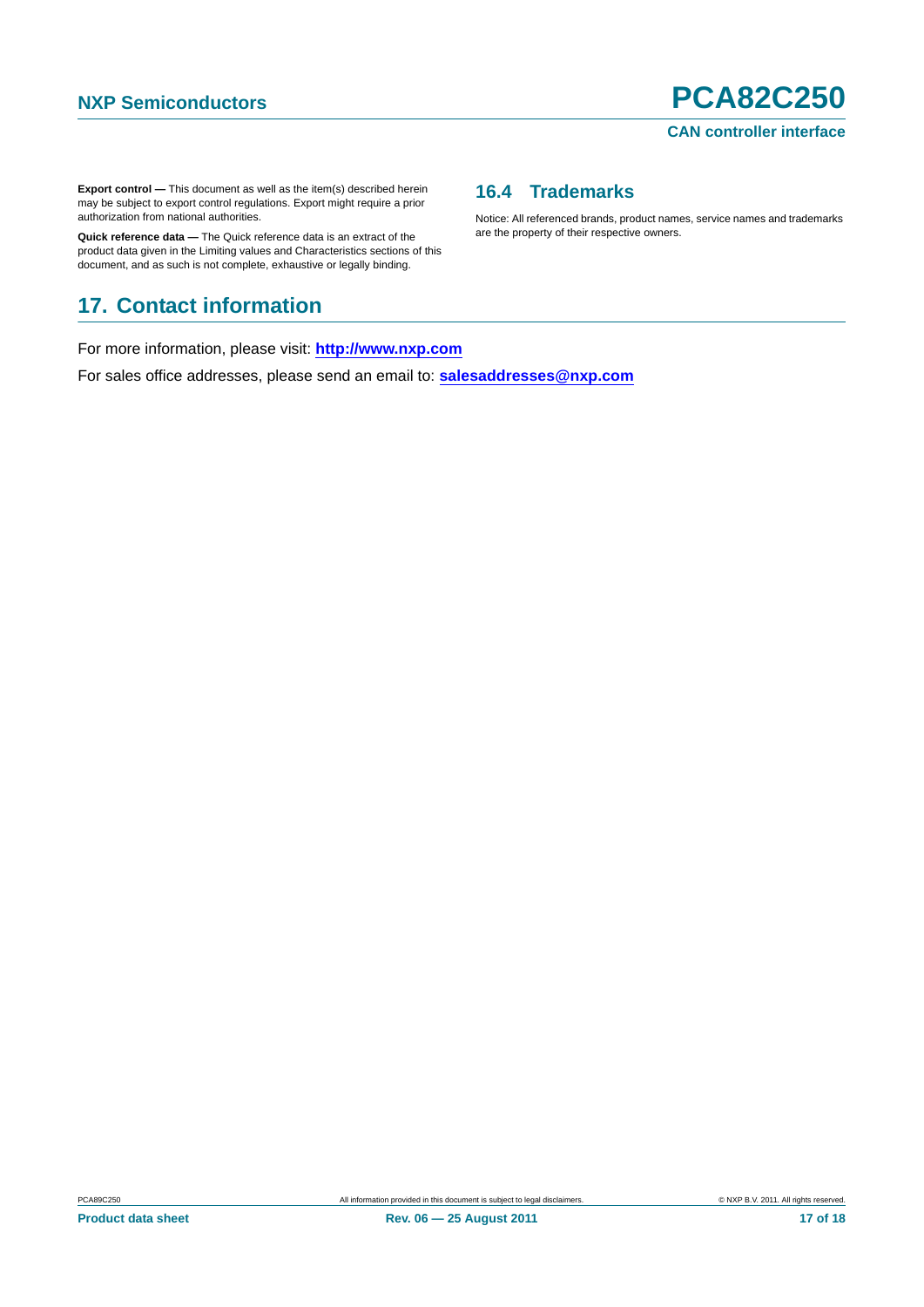**Export control —** This document as well as the item(s) described herein may be subject to export control regulations. Export might require a prior authorization from national authorities.

**Quick reference data —** The Quick reference data is an extract of the product data given in the Limiting values and Characteristics sections of this document, and as such is not complete, exhaustive or legally binding.

### 16.4 Trademarks

Notice: All referenced brands, product names, service names and trademarks are the property of their respective owners.

## 17. Contact information

For more information, please visit: **http://www.nxp.com**

For sales office addresses, please send an email to: **salesaddresses@nxp.com**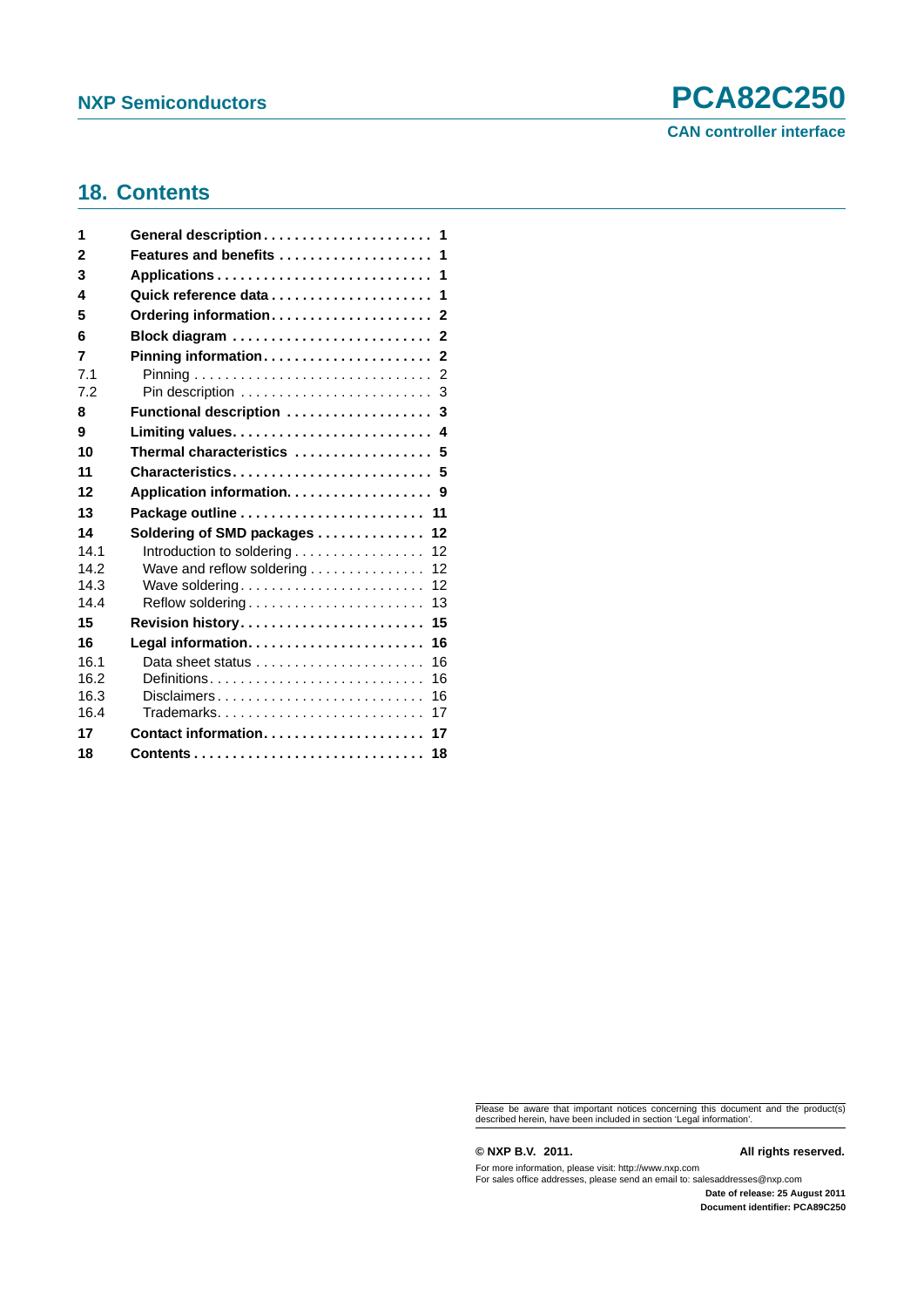## 18. Contents

| | | |
|---|---|---|
| **1** | **General description** | **1** |
| **2** | **Features and benefits** | **1** |
| **3** | **Applications** | **1** |
| **4** | **Quick reference data** | **1** |
| **5** | **Ordering information** | **2** |
| **6** | **Block diagram** | **2** |
| **7** | **Pinning information** | **2** |
| 7.1 | Pinning | 2 |
| 7.2 | Pin description | 3 |
| **8** | **Functional description** | **3** |
| **9** | **Limiting values** | **4** |
| **10** | **Thermal characteristics** | **5** |
| **11** | **Characteristics** | **5** |
| **12** | **Application information** | **9** |
| **13** | **Package outline** | **11** |
| **14** | **Soldering of SMD packages** | **12** |
| 14.1 | Introduction to soldering | 12 |
| 14.2 | Wave and reflow soldering | 12 |
| 14.3 | Wave soldering | 12 |
| 14.4 | Reflow soldering | 13 |
| **15** | **Revision history** | **15** |
| **16** | **Legal information** | **16** |
| 16.1 | Data sheet status | 16 |
| 16.2 | Definitions | 16 |
| 16.3 | Disclaimers | 16 |
| 16.4 | Trademarks | 17 |
| **17** | **Contact information** | **17** |
| **18** | **Contents** | **18** |

Please be aware that important notices concerning this document and the product(s) described herein, have been included in section 'Legal information'.

**© NXP B.V. 2011.** **All rights reserved.**

For more information, please visit: http://www.nxp.com
For sales office addresses, please send an email to: salesaddresses@nxp.com

**Date of release: 25 August 2011**
**Document identifier: PCA89C250**